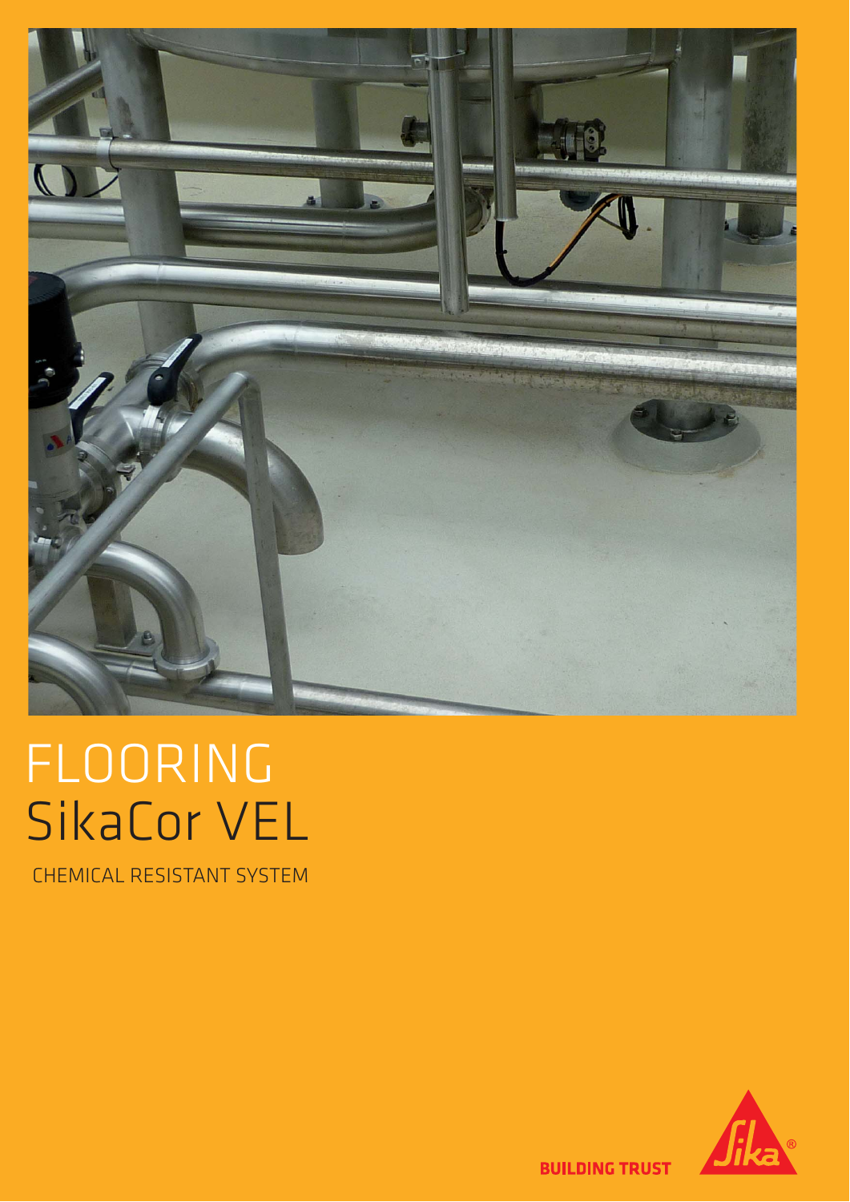# FLOORING
# SikaCor VEL

CHEMICAL RESISTANT SYSTEM

BUILDING TRUST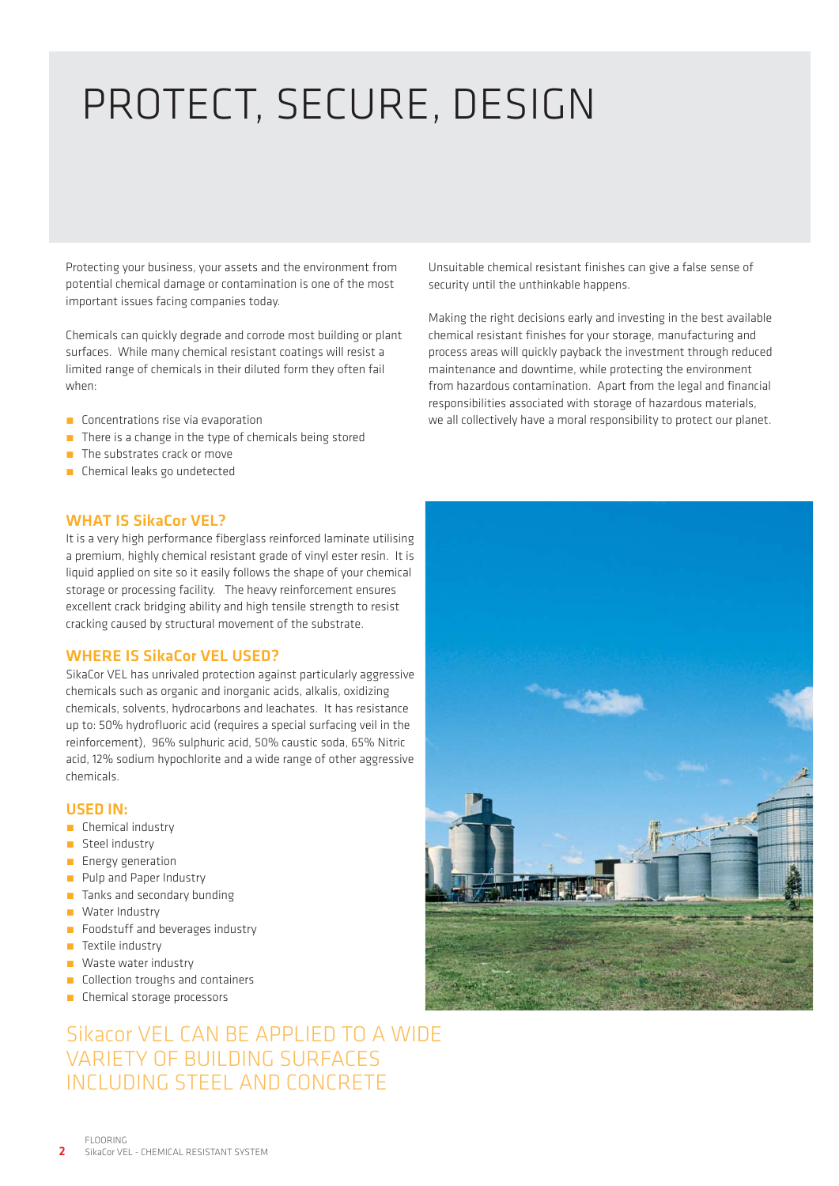# PROTECT, SECURE, DESIGN

Protecting your business, your assets and the environment from potential chemical damage or contamination is one of the most important issues facing companies today.

Chemicals can quickly degrade and corrode most building or plant surfaces. While many chemical resistant coatings will resist a limited range of chemicals in their diluted form they often fail when:

- Concentrations rise via evaporation
- There is a change in the type of chemicals being stored
- The substrates crack or move
- Chemical leaks go undetected

Unsuitable chemical resistant finishes can give a false sense of security until the unthinkable happens.

Making the right decisions early and investing in the best available chemical resistant finishes for your storage, manufacturing and process areas will quickly payback the investment through reduced maintenance and downtime, while protecting the environment from hazardous contamination. Apart from the legal and financial responsibilities associated with storage of hazardous materials, we all collectively have a moral responsibility to protect our planet.

## WHAT IS SikaCor VEL?

It is a very high performance fiberglass reinforced laminate utilising a premium, highly chemical resistant grade of vinyl ester resin. It is liquid applied on site so it easily follows the shape of your chemical storage or processing facility. The heavy reinforcement ensures excellent crack bridging ability and high tensile strength to resist cracking caused by structural movement of the substrate.

## WHERE IS SikaCor VEL USED?

SikaCor VEL has unrivaled protection against particularly aggressive chemicals such as organic and inorganic acids, alkalis, oxidizing chemicals, solvents, hydrocarbons and leachates. It has resistance up to: 50% hydrofluoric acid (requires a special surfacing veil in the reinforcement), 96% sulphuric acid, 50% caustic soda, 65% Nitric acid, 12% sodium hypochlorite and a wide range of other aggressive chemicals.

## USED IN:

- Chemical industry
- Steel industry
- Energy generation
- Pulp and Paper Industry
- Tanks and secondary bunding
- Water Industry
- Foodstuff and beverages industry
- Textile industry
- Waste water industry
- Collection troughs and containers
- Chemical storage processors

## Sikacor VEL CAN BE APPLIED TO A WIDE VARIETY OF BUILDING SURFACES INCLUDING STEEL AND CONCRETE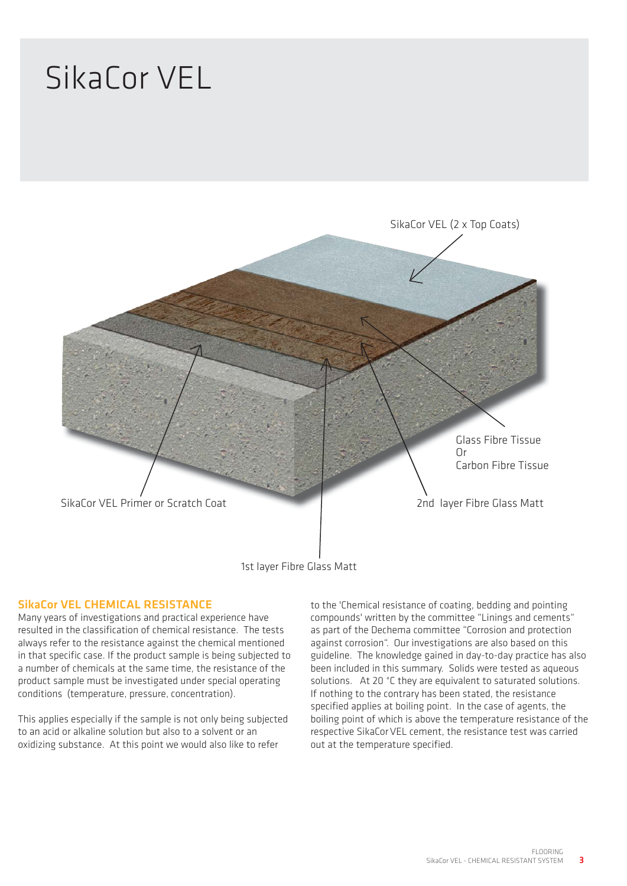# SikaCor VEL

SikaCor VEL (2 x Top Coats)

Glass Fibre Tissue
Or
Carbon Fibre Tissue

SikaCor VEL Primer or Scratch Coat

2nd layer Fibre Glass Matt

1st layer Fibre Glass Matt

## SikaCor VEL CHEMICAL RESISTANCE

Many years of investigations and practical experience have resulted in the classification of chemical resistance. The tests always refer to the resistance against the chemical mentioned in that specific case. If the product sample is being subjected to a number of chemicals at the same time, the resistance of the product sample must be investigated under special operating conditions (temperature, pressure, concentration).

This applies especially if the sample is not only being subjected to an acid or alkaline solution but also to a solvent or an oxidizing substance. At this point we would also like to refer to the 'Chemical resistance of coating, bedding and pointing compounds' written by the committee "Linings and cements" as part of the Dechema committee "Corrosion and protection against corrosion". Our investigations are also based on this guideline. The knowledge gained in day-to-day practice has also been included in this summary. Solids were tested as aqueous solutions. At 20 °C they are equivalent to saturated solutions. If nothing to the contrary has been stated, the resistance specified applies at boiling point. In the case of agents, the boiling point of which is above the temperature resistance of the respective SikaCor VEL cement, the resistance test was carried out at the temperature specified.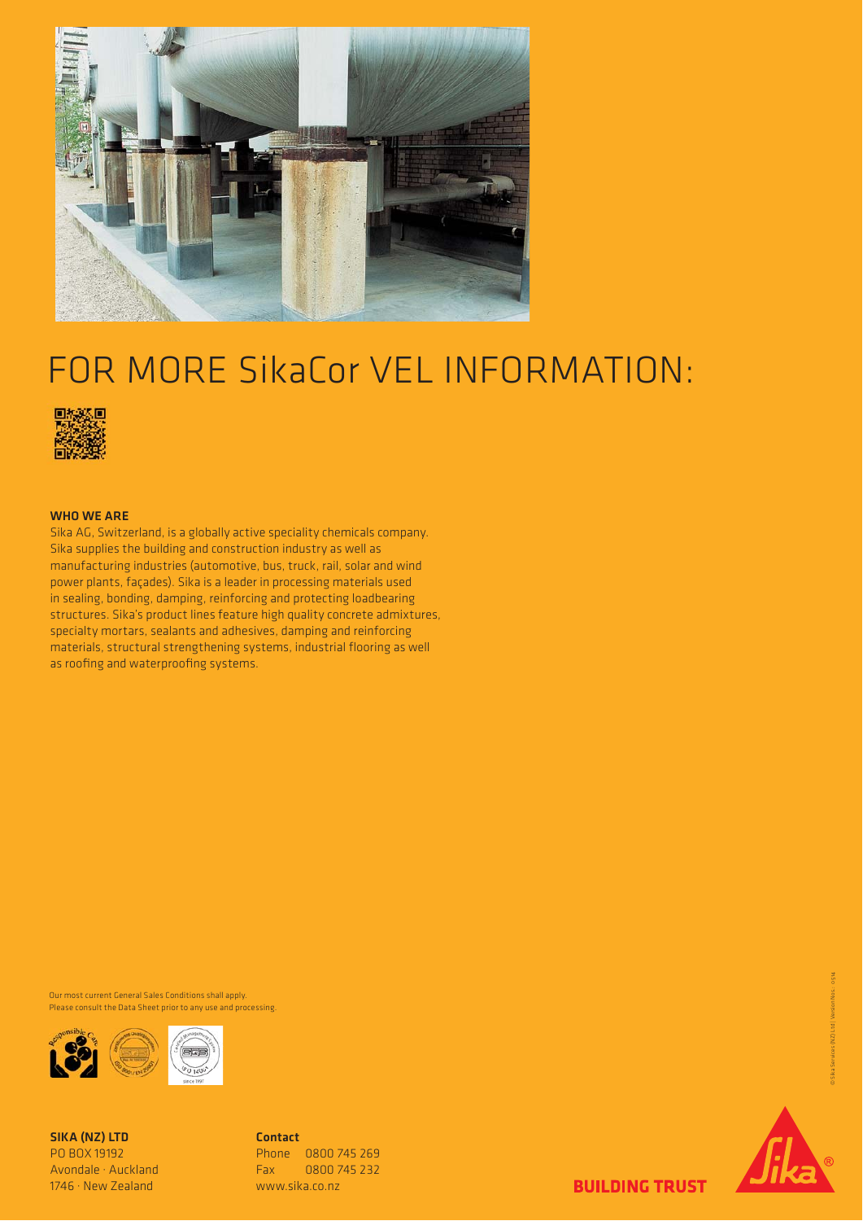# FOR MORE SikaCor VEL INFORMATION:

**WHO WE ARE**

Sika AG, Switzerland, is a globally active speciality chemicals company. Sika supplies the building and construction industry as well as manufacturing industries (automotive, bus, truck, rail, solar and wind power plants, façades). Sika is a leader in processing materials used in sealing, bonding, damping, reinforcing and protecting loadbearing structures. Sika's product lines feature high quality concrete admixtures, specialty mortars, sealants and adhesives, damping and reinforcing materials, structural strengthening systems, industrial flooring as well as roofing and waterproofing systems.

Our most current General Sales Conditions shall apply.
Please consult the Data Sheet prior to any use and processing.

**SIKA (NZ) LTD**
PO BOX 19192
Avondale · Auckland
1746 · New Zealand

**Contact**
Phone 0800 745 269
Fax 0800 745 232
www.sika.co.nz

**BUILDING TRUST**